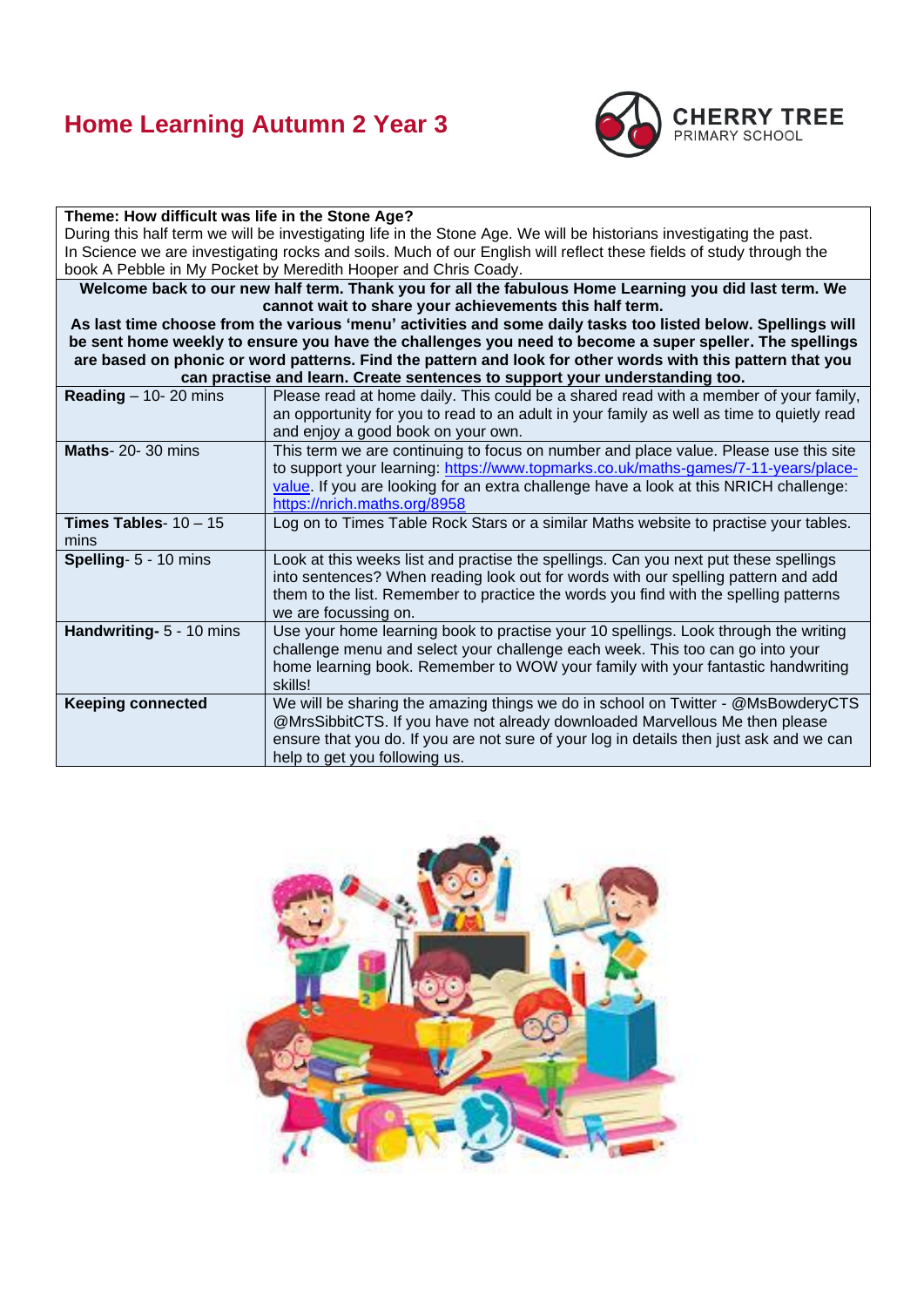# Home Learning Autumn 2 Year 3

CHERRY TREE
PRIMARY SCHOOL

**Theme: How difficult was life in the Stone Age?**

During this half term we will be investigating life in the Stone Age. We will be historians investigating the past. In Science we are investigating rocks and soils. Much of our English will reflect these fields of study through the book A Pebble in My Pocket by Meredith Hooper and Chris Coady.

**Welcome back to our new half term. Thank you for all the fabulous Home Learning you did last term. We cannot wait to share your achievements this half term.**

**As last time choose from the various 'menu' activities and some daily tasks too listed below. Spellings will be sent home weekly to ensure you have the challenges you need to become a super speller. The spellings are based on phonic or word patterns. Find the pattern and look for other words with this pattern that you can practise and learn. Create sentences to support your understanding too.**

| | |
|---|---|
| **Reading** – 10- 20 mins | Please read at home daily. This could be a shared read with a member of your family, an opportunity for you to read to an adult in your family as well as time to quietly read and enjoy a good book on your own. |
| **Maths**- 20- 30 mins | This term we are continuing to focus on number and place value. Please use this site to support your learning: https://www.topmarks.co.uk/maths-games/7-11-years/place-value. If you are looking for an extra challenge have a look at this NRICH challenge: https://nrich.maths.org/8958 |
| **Times Tables**- 10 – 15 mins | Log on to Times Table Rock Stars or a similar Maths website to practise your tables. |
| **Spelling**- 5 - 10 mins | Look at this weeks list and practise the spellings. Can you next put these spellings into sentences? When reading look out for words with our spelling pattern and add them to the list. Remember to practice the words you find with the spelling patterns we are focussing on. |
| **Handwriting**- 5 - 10 mins | Use your home learning book to practise your 10 spellings. Look through the writing challenge menu and select your challenge each week. This too can go into your home learning book. Remember to WOW your family with your fantastic handwriting skills! |
| **Keeping connected** | We will be sharing the amazing things we do in school on Twitter - @MsBowderyCTS @MrsSibbitCTS. If you have not already downloaded Marvellous Me then please ensure that you do. If you are not sure of your log in details then just ask and we can help to get you following us. |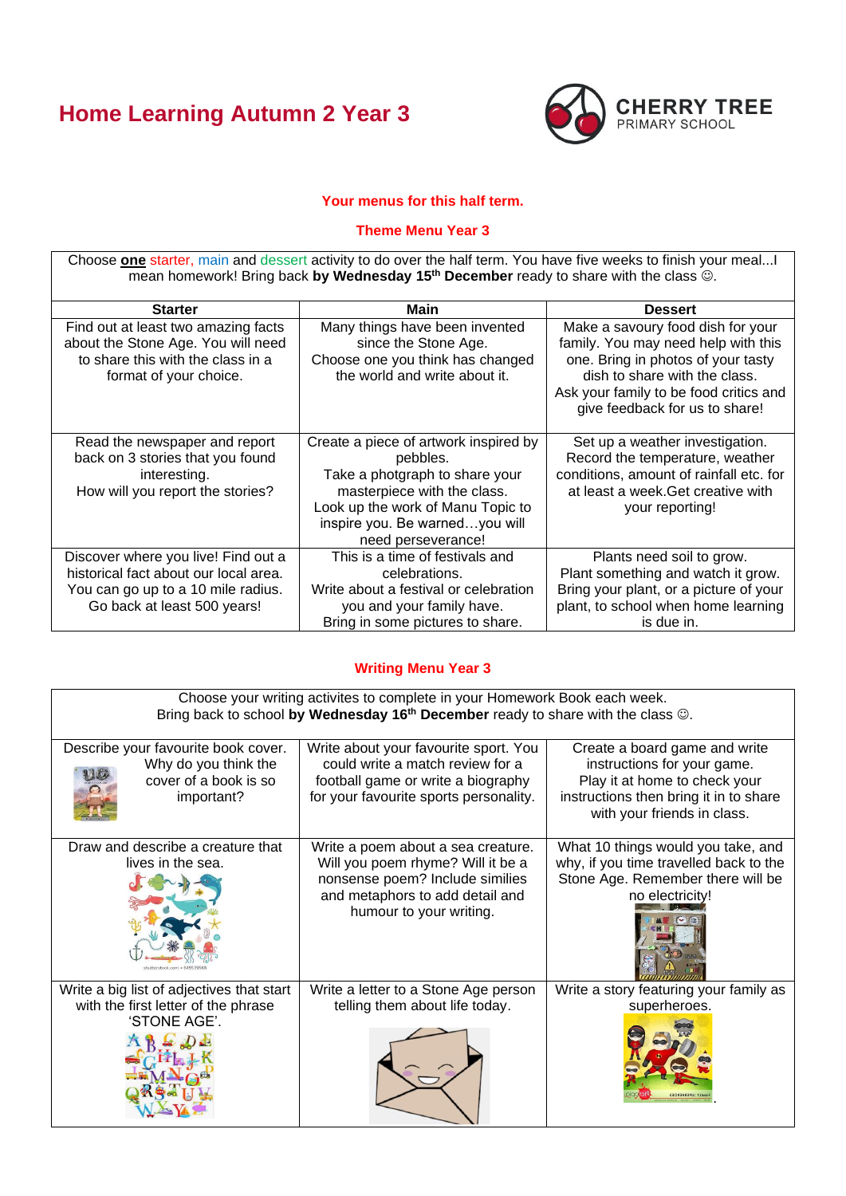# Home Learning Autumn 2 Year 3

CHERRY TREE
PRIMARY SCHOOL

**Your menus for this half term.**

**Theme Menu Year 3**

Choose **one** starter, main and dessert activity to do over the half term. You have five weeks to finish your meal...I mean homework! Bring back **by Wednesday 15th December** ready to share with the class ☺.

| Starter | Main | Dessert |
|---|---|---|
| Find out at least two amazing facts about the Stone Age. You will need to share this with the class in a format of your choice. | Many things have been invented since the Stone Age. Choose one you think has changed the world and write about it. | Make a savoury food dish for your family. You may need help with this one. Bring in photos of your tasty dish to share with the class. Ask your family to be food critics and give feedback for us to share! |
| Read the newspaper and report back on 3 stories that you found interesting. How will you report the stories? | Create a piece of artwork inspired by pebbles. Take a photgraph to share your masterpiece with the class. Look up the work of Manu Topic to inspire you. Be warned…you will need perseverance! | Set up a weather investigation. Record the temperature, weather conditions, amount of rainfall etc. for at least a week.Get creative with your reporting! |
| Discover where you live! Find out a historical fact about our local area. You can go up to a 10 mile radius. Go back at least 500 years! | This is a time of festivals and celebrations. Write about a festival or celebration you and your family have. Bring in some pictures to share. | Plants need soil to grow. Plant something and watch it grow. Bring your plant, or a picture of your plant, to school when home learning is due in. |

**Writing Menu Year 3**

Choose your writing activites to complete in your Homework Book each week.
Bring back to school **by Wednesday 16th December** ready to share with the class ☺.

| | | |
|---|---|---|
| Describe your favourite book cover. Why do you think the cover of a book is so important? | Write about your favourite sport. You could write a match review for a football game or write a biography for your favourite sports personality. | Create a board game and write instructions for your game. Play it at home to check your instructions then bring it in to share with your friends in class. |
| Draw and describe a creature that lives in the sea. | Write a poem about a sea creature. Will you poem rhyme? Will it be a nonsense poem? Include similies and metaphors to add detail and humour to your writing. | What 10 things would you take, and why, if you time travelled back to the Stone Age. Remember there will be no electricity! |
| Write a big list of adjectives that start with the first letter of the phrase 'STONE AGE'. | Write a letter to a Stone Age person telling them about life today. | Write a story featuring your family as superheroes. |